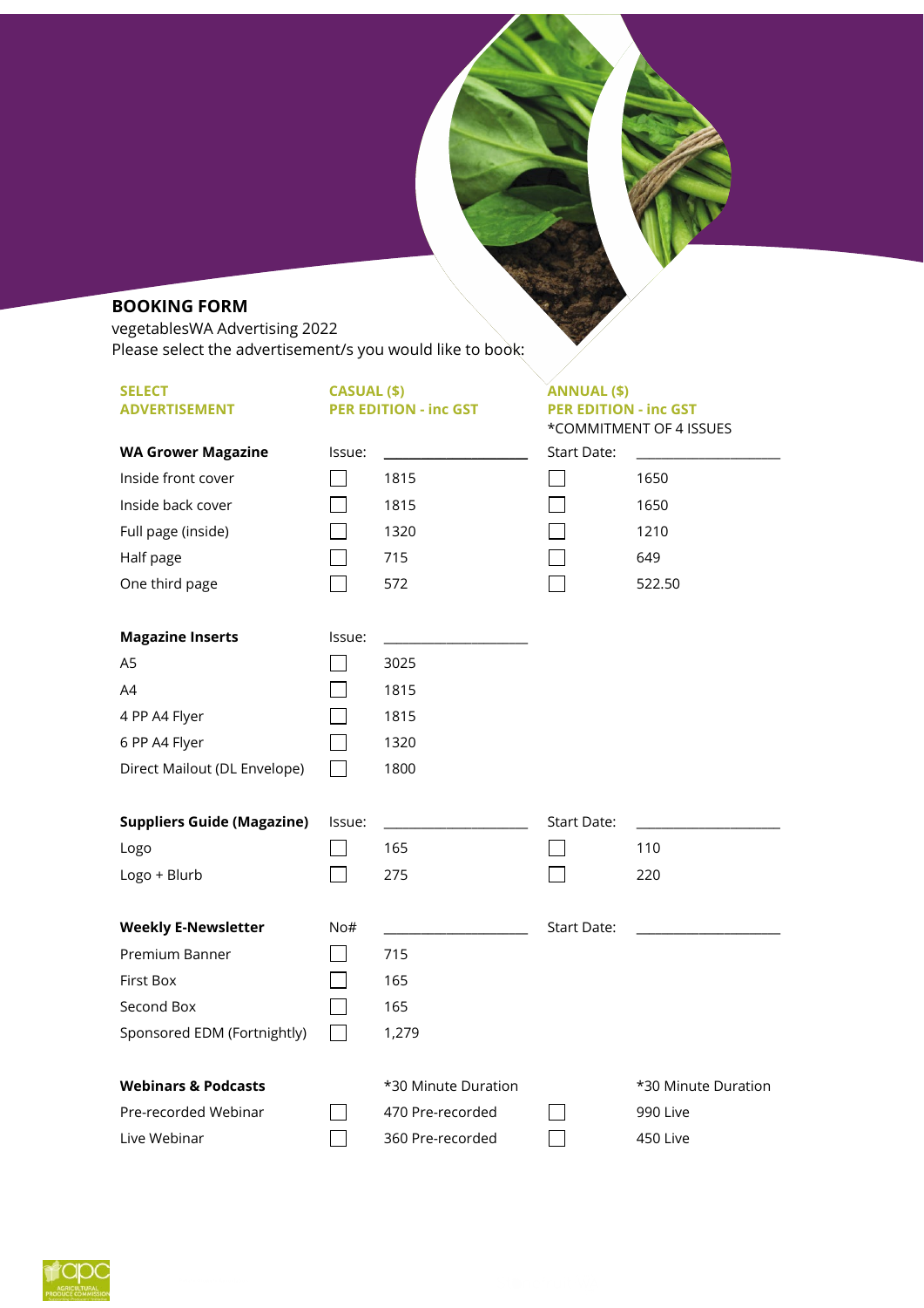## BOOKING FORM

vegetablesWA Advertising 2022

Please select the advertisement/s you would like to book:

| SELECT ADVERTISEMENT | CASUAL ($) PER EDITION - inc GST | | ANNUAL ($) PER EDITION - inc GST *COMMITMENT OF 4 ISSUES | |
|---|---|---|---|---|
| **WA Grower Magazine** | Issue: | ____________________ | Start Date: | ____________________ |
| Inside front cover | ☐ | 1815 | ☐ | 1650 |
| Inside back cover | ☐ | 1815 | ☐ | 1650 |
| Full page (inside) | ☐ | 1320 | ☐ | 1210 |
| Half page | ☐ | 715 | ☐ | 649 |
| One third page | ☐ | 572 | ☐ | 522.50 |
| | | | | |
| **Magazine Inserts** | Issue: | ____________________ | | |
| A5 | ☐ | 3025 | | |
| A4 | ☐ | 1815 | | |
| 4 PP A4 Flyer | ☐ | 1815 | | |
| 6 PP A4 Flyer | ☐ | 1320 | | |
| Direct Mailout (DL Envelope) | ☐ | 1800 | | |
| | | | | |
| **Suppliers Guide (Magazine)** | Issue: | ____________________ | Start Date: | ____________________ |
| Logo | ☐ | 165 | ☐ | 110 |
| Logo + Blurb | ☐ | 275 | ☐ | 220 |
| | | | | |
| **Weekly E-Newsletter** | No# | ____________________ | Start Date: | ____________________ |
| Premium Banner | ☐ | 715 | | |
| First Box | ☐ | 165 | | |
| Second Box | ☐ | 165 | | |
| Sponsored EDM (Fortnightly) | ☐ | 1,279 | | |
| | | | | |
| **Webinars & Podcasts** | | *30 Minute Duration | | *30 Minute Duration |
| Pre-recorded Webinar | ☐ | 470 Pre-recorded | ☐ | 990 Live |
| Live Webinar | ☐ | 360 Pre-recorded | ☐ | 450 Live |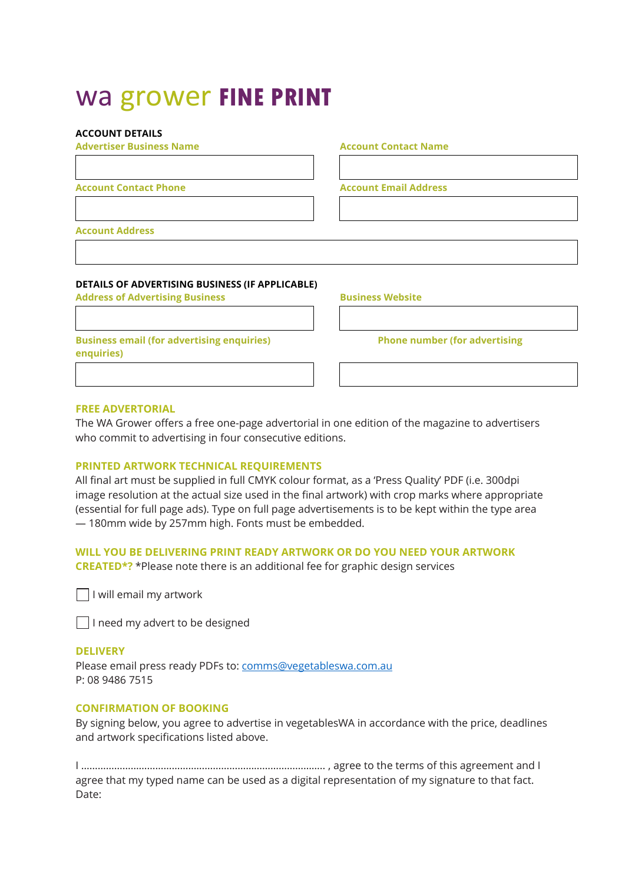# wa grower **FINE PRINT**

**ACCOUNT DETAILS**

**Advertiser Business Name**

**Account Contact Name**

**Account Contact Phone**

**Account Email Address**

**Account Address**

**DETAILS OF ADVERTISING BUSINESS (IF APPLICABLE)**

**Address of Advertising Business**

**Business Website**

**Business email (for advertising enquiries) enquiries)**

**Phone number (for advertising**

## FREE ADVERTORIAL

The WA Grower offers a free one-page advertorial in one edition of the magazine to advertisers who commit to advertising in four consecutive editions.

## PRINTED ARTWORK TECHNICAL REQUIREMENTS

All final art must be supplied in full CMYK colour format, as a 'Press Quality' PDF (i.e. 300dpi image resolution at the actual size used in the final artwork) with crop marks where appropriate (essential for full page ads). Type on full page advertisements is to be kept within the type area — 180mm wide by 257mm high. Fonts must be embedded.

## WILL YOU BE DELIVERING PRINT READY ARTWORK OR DO YOU NEED YOUR ARTWORK CREATED*?

*Please note there is an additional fee for graphic design services

☐ I will email my artwork

☐ I need my advert to be designed

## DELIVERY

Please email press ready PDFs to: comms@vegetableswa.com.au
P: 08 9486 7515

## CONFIRMATION OF BOOKING

By signing below, you agree to advertise in vegetablesWA in accordance with the price, deadlines and artwork specifications listed above.

I ........................................................................................ , agree to the terms of this agreement and I agree that my typed name can be used as a digital representation of my signature to that fact.
Date: